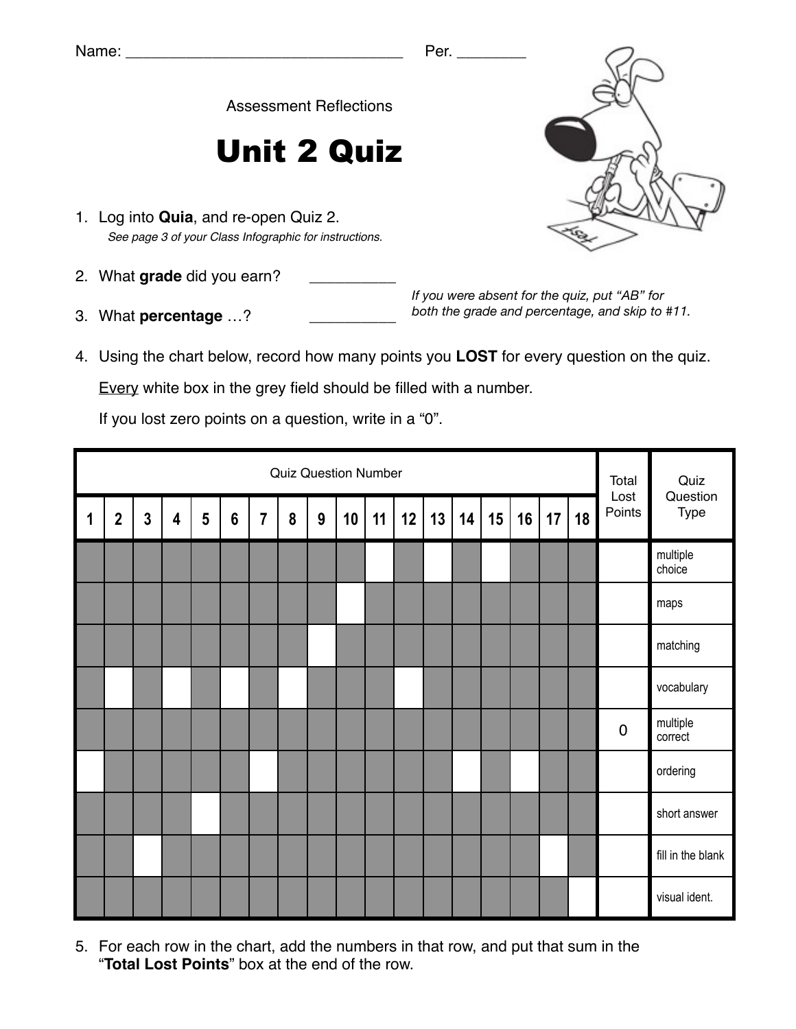Name: ________________________________ Per. ________

Assessment Reflections

# Unit 2 Quiz

1. Log into **Quia**, and re-open Quiz 2.
   *See page 3 of your Class Infographic for instructions.*

2. What **grade** did you earn? __________

3. What **percentage** …? __________

*If you were absent for the quiz, put "AB" for both the grade and percentage, and skip to #11.*

4. Using the chart below, record how many points you **LOST** for every question on the quiz.

   Every white box in the grey field should be filled with a number.

   If you lost zero points on a question, write in a "0".

| Quiz Question Number | | | | | | | | | | | | | | | | | | Total Lost Points | Quiz Question Type |
|---|---|---|---|---|---|---|---|---|---|---|---|---|---|---|---|---|---|---|---|
| 1 | 2 | 3 | 4 | 5 | 6 | 7 | 8 | 9 | 10 | 11 | 12 | 13 | 14 | 15 | 16 | 17 | 18 | | |
| | | | | | | | | | | | | | | | | | | | multiple choice |
| | | | | | | | | | | | | | | | | | | | maps |
| | | | | | | | | | | | | | | | | | | | matching |
| | | | | | | | | | | | | | | | | | | | vocabulary |
| | | | | | | | | | | | | | | | | | | 0 | multiple correct |
| | | | | | | | | | | | | | | | | | | | ordering |
| | | | | | | | | | | | | | | | | | | | short answer |
| | | | | | | | | | | | | | | | | | | | fill in the blank |
| | | | | | | | | | | | | | | | | | | | visual ident. |

5. For each row in the chart, add the numbers in that row, and put that sum in the "**Total Lost Points**" box at the end of the row.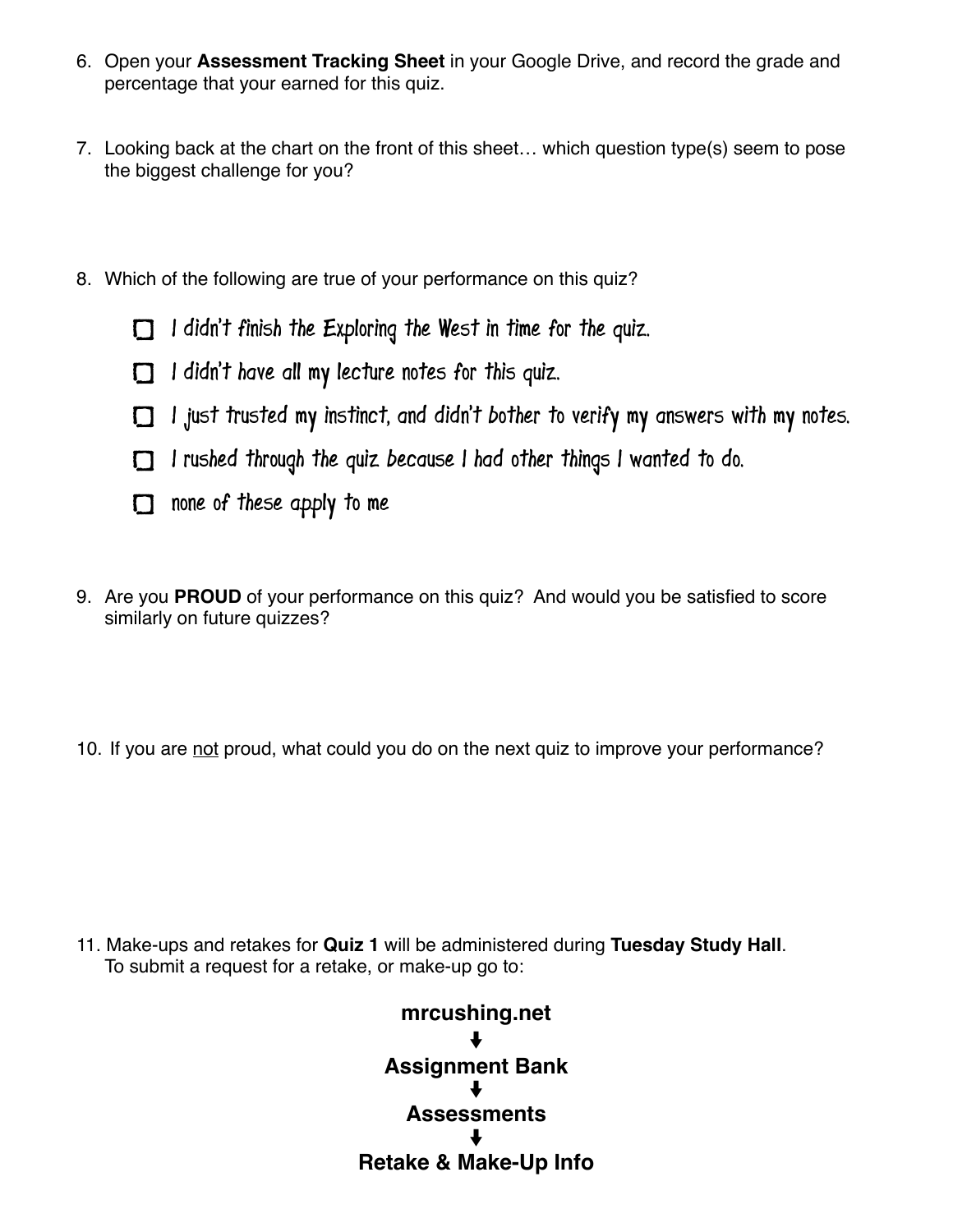6. Open your **Assessment Tracking Sheet** in your Google Drive, and record the grade and percentage that your earned for this quiz.

7. Looking back at the chart on the front of this sheet… which question type(s) seem to pose the biggest challenge for you?

8. Which of the following are true of your performance on this quiz?

   - ☐ I didn't finish the Exploring the West in time for the quiz.
   - ☐ I didn't have all my lecture notes for this quiz.
   - ☐ I just trusted my instinct, and didn't bother to verify my answers with my notes.
   - ☐ I rushed through the quiz because I had other things I wanted to do.
   - ☐ none of these apply to me

9. Are you **PROUD** of your performance on this quiz? And would you be satisfied to score similarly on future quizzes?

10. If you are <u>not</u> proud, what could you do on the next quiz to improve your performance?

11. Make-ups and retakes for **Quiz 1** will be administered during **Tuesday Study Hall**. To submit a request for a retake, or make-up go to:

**mrcushing.net**

⬇

**Assignment Bank**

⬇

**Assessments**

⬇

**Retake & Make-Up Info**